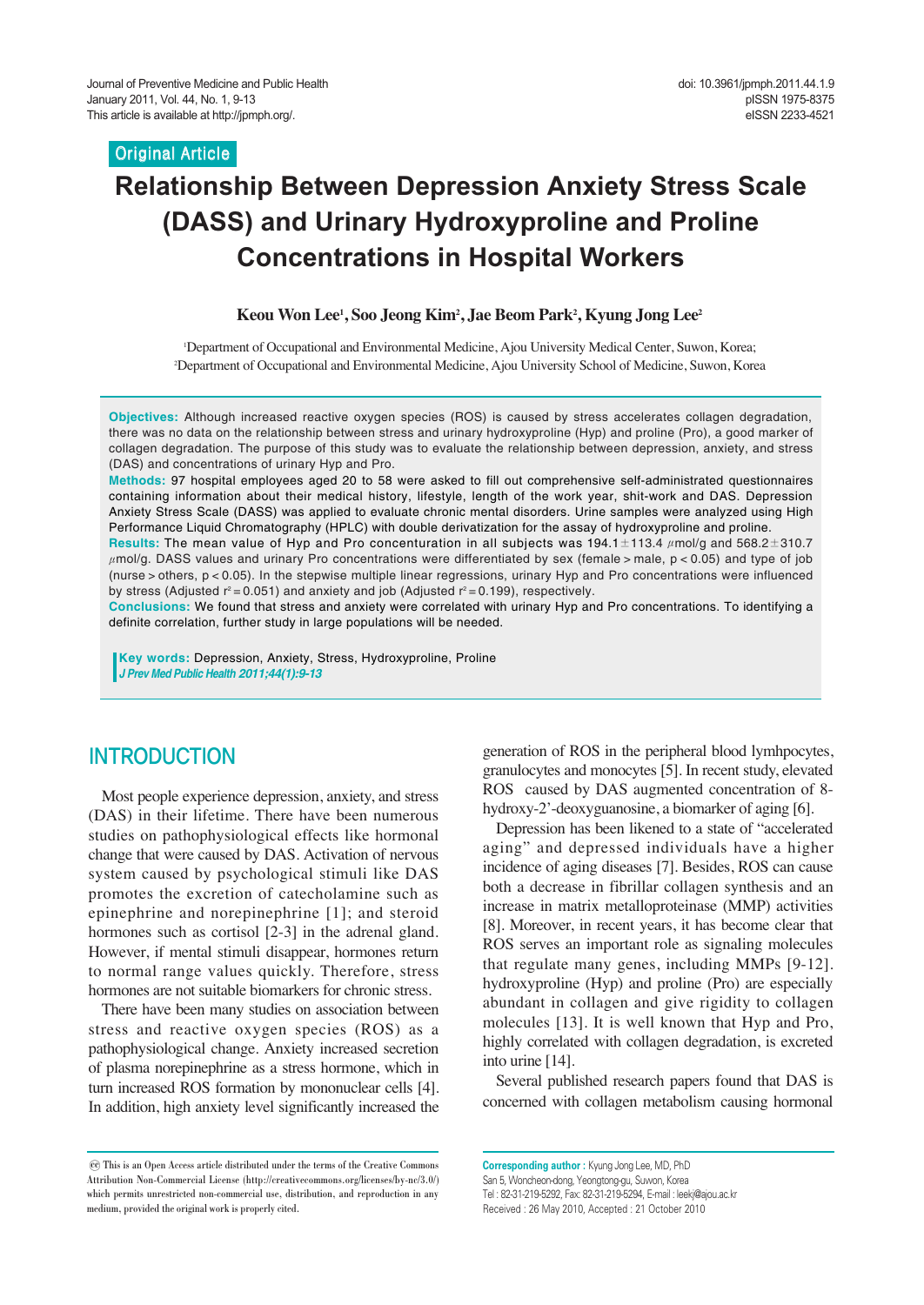Original Article

# Relationship Between Depression Anxiety Stress Scale (DASS) and Urinary Hydroxyproline and Proline Concentrations in Hospital Workers

**Keou Won Lee[1], Soo Jeong Kim[2], Jae Beom Park[2], Kyung Jong Lee[2]**

[1]Department of Occupational and Environmental Medicine, Ajou University Medical Center, Suwon, Korea;
[2]Department of Occupational and Environmental Medicine, Ajou University School of Medicine, Suwon, Korea

**Objectives:** Although increased reactive oxygen species (ROS) is caused by stress accelerates collagen degradation, there was no data on the relationship between stress and urinary hydroxyproline (Hyp) and proline (Pro), a good marker of collagen degradation. The purpose of this study was to evaluate the relationship between depression, anxiety, and stress (DAS) and concentrations of urinary Hyp and Pro.

**Methods:** 97 hospital employees aged 20 to 58 were asked to fill out comprehensive self-administrated questionnaires containing information about their medical history, lifestyle, length of the work year, shit-work and DAS. Depression Anxiety Stress Scale (DASS) was applied to evaluate chronic mental disorders. Urine samples were analyzed using High Performance Liquid Chromatography (HPLC) with double derivatization for the assay of hydroxyproline and proline.

**Results:** The mean value of Hyp and Pro concentration in all subjects was 194.1±113.4 $\mu$mol/g and 568.2±310.7 $\mu$mol/g. DASS values and urinary Pro concentrations were differentiated by sex (female > male, $p<0.05$) and type of job (nurse > others, $p<0.05$). In the stepwise multiple linear regressions, urinary Hyp and Pro concentrations were influenced by stress (Adjusted $r^2=0.051$) and anxiety and job (Adjusted $r^2=0.199$), respectively.

**Conclusions:** We found that stress and anxiety were correlated with urinary Hyp and Pro concentrations. To identifying a definite correlation, further study in large populations will be needed.

**Key words:** Depression, Anxiety, Stress, Hydroxyproline, Proline

*J Prev Med Public Health 2011;44(1):9-13*

## INTRODUCTION

Most people experience depression, anxiety, and stress (DAS) in their lifetime. There have been numerous studies on pathophysiological effects like hormonal change that were caused by DAS. Activation of nervous system caused by psychological stimuli like DAS promotes the excretion of catecholamine such as epinephrine and norepinephrine [1]; and steroid hormones such as cortisol [2-3] in the adrenal gland. However, if mental stimuli disappear, hormones return to normal range values quickly. Therefore, stress hormones are not suitable biomarkers for chronic stress.

There have been many studies on association between stress and reactive oxygen species (ROS) as a pathophysiological change. Anxiety increased secretion of plasma norepinephrine as a stress hormone, which in turn increased ROS formation by mononuclear cells [4]. In addition, high anxiety level significantly increased the generation of ROS in the peripheral blood lymhpocytes, granulocytes and monocytes [5]. In recent study, elevated ROS caused by DAS augmented concentration of 8-hydroxy-2'-deoxyguanosine, a biomarker of aging [6].

Depression has been likened to a state of "accelerated aging" and depressed individuals have a higher incidence of aging diseases [7]. Besides, ROS can cause both a decrease in fibrillar collagen synthesis and an increase in matrix metalloproteinase (MMP) activities [8]. Moreover, in recent years, it has become clear that ROS serves an important role as signaling molecules that regulate many genes, including MMPs [9-12]. hydroxyproline (Hyp) and proline (Pro) are especially abundant in collagen and give rigidity to collagen molecules [13]. It is well known that Hyp and Pro, highly correlated with collagen degradation, is excreted into urine [14].

Several published research papers found that DAS is concerned with collagen metabolism causing hormonal

This is an Open Access article distributed under the terms of the Creative Commons Attribution Non-Commercial License (http://creativecommons.org/licenses/by-nc/3.0/) which permits unrestricted non-commercial use, distribution, and reproduction in any medium, provided the original work is properly cited.

**Corresponding author :** Kyung Jong Lee, MD, PhD
San 5, Woncheon-dong, Yeongtong-gu, Suwon, Korea
Tel : 82-31-219-5292, Fax: 82-31-219-5294, E-mail : leekj@ajou.ac.kr
Received : 26 May 2010, Accepted : 21 October 2010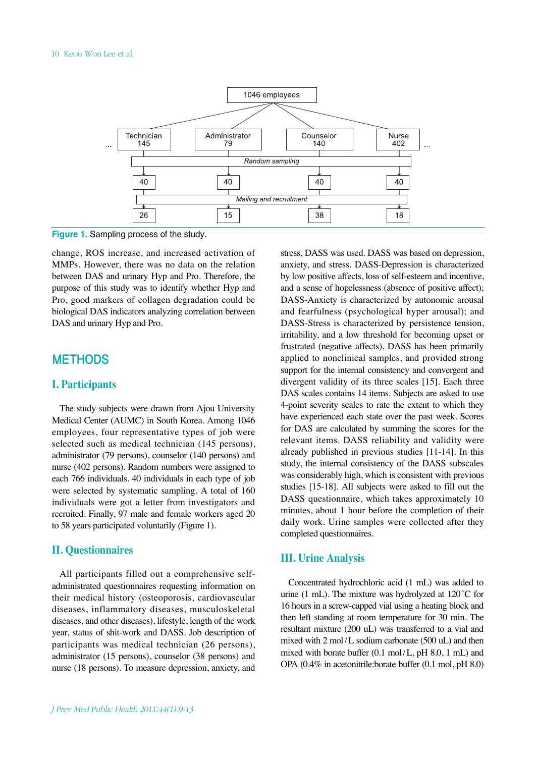1046 employees

... Technician 145 | Administrator 79 | Counselor 140 | Nurse 402 ...

*Random sampling*

40 | 40 | 40 | 40

*Mailing and recruitment*

26 | 15 | 38 | 18

**Figure 1.** Sampling process of the study.

change, ROS increase, and increased activation of MMPs. However, there was no data on the relation between DAS and urinary Hyp and Pro. Therefore, the purpose of this study was to identify whether Hyp and Pro, good markers of collagen degradation could be biological DAS indicators analyzing correlation between DAS and urinary Hyp and Pro.

# METHODS

## I. Participants

The study subjects were drawn from Ajou University Medical Center (AUMC) in South Korea. Among 1046 employees, four representative types of job were selected such as medical technician (145 persons), administrator (79 persons), counselor (140 persons) and nurse (402 persons). Random numbers were assigned to each 766 individuals. 40 individuals in each type of job were selected by systematic sampling. A total of 160 individuals were got a letter from investigators and recruited. Finally, 97 male and female workers aged 20 to 58 years participated voluntarily (Figure 1).

## II. Questionnaires

All participants filled out a comprehensive self-administrated questionnaires requesting information on their medical history (osteoporosis, cardiovascular diseases, inflammatory diseases, musculoskeletal diseases, and other diseases), lifestyle, length of the work year, status of shit-work and DASS. Job description of participants was medical technician (26 persons), administrator (15 persons), counselor (38 persons) and nurse (18 persons). To measure depression, anxiety, and stress, DASS was used. DASS was based on depression, anxiety, and stress. DASS-Depression is characterized by low positive affects, loss of self-esteem and incentive, and a sense of hopelessness (absence of positive affect); DASS-Anxiety is characterized by autonomic arousal and fearfulness (psychological hyper arousal); and DASS-Stress is characterized by persistence tension, irritability, and a low threshold for becoming upset or frustrated (negative affects). DASS has been primarily applied to nonclinical samples, and provided strong support for the internal consistency and convergent and divergent validity of its three scales [15]. Each three DAS scales contains 14 items. Subjects are asked to use 4-point severity scales to rate the extent to which they have experienced each state over the past week. Scores for DAS are calculated by summing the scores for the relevant items. DASS reliability and validity were already published in previous studies [11-14]. In this study, the internal consistency of the DASS subscales was considerably high, which is consistent with previous studies [15-18]. All subjects were asked to fill out the DASS questionnaire, which takes approximately 10 minutes, about 1 hour before the completion of their daily work. Urine samples were collected after they completed questionnaires.

## III. Urine Analysis

Concentrated hydrochloric acid (1 mL) was added to urine (1 mL). The mixture was hydrolyzed at 120°C for 16 hours in a screw-capped vial using a heating block and then left standing at room temperature for 30 min. The resultant mixture (200 uL) was transferred to a vial and mixed with 2 mol/L sodium carbonate (500 uL) and then mixed with borate buffer (0.1 mol/L, pH 8.0, 1 mL) and OPA (0.4% in acetonitrile:borate buffer (0.1 mol, pH 8.0)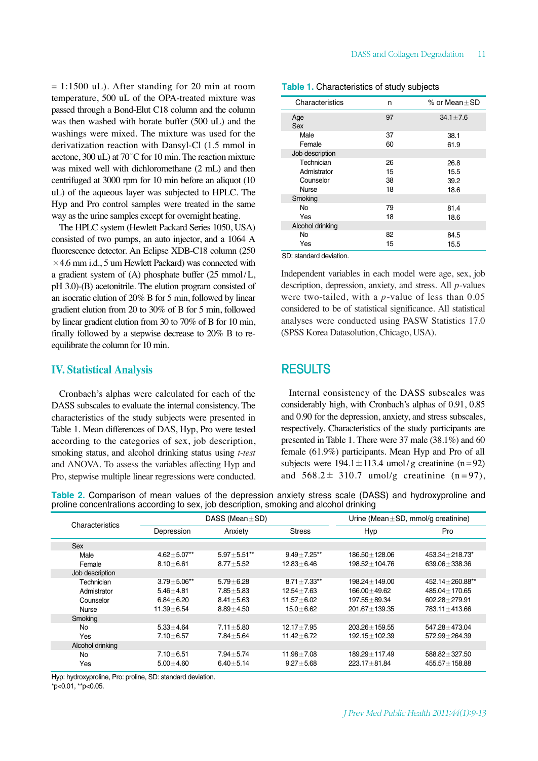= 1:1500 uL). After standing for 20 min at room temperature, 500 uL of the OPA-treated mixture was passed through a Bond-Elut C18 column and the column was then washed with borate buffer (500 uL) and the washings were mixed. The mixture was used for the derivatization reaction with Dansyl-Cl (1.5 mmol in acetone, 300 uL) at 70°C for 10 min. The reaction mixture was mixed well with dichloromethane (2 mL) and then centrifuged at 3000 rpm for 10 min before an aliquot (10 uL) of the aqueous layer was subjected to HPLC. The Hyp and Pro control samples were treated in the same way as the urine samples except for overnight heating.

The HPLC system (Hewlett Packard Series 1050, USA) consisted of two pumps, an auto injector, and a 1064 A fluorescence detector. An Eclipse XDB-C18 column (250 ×4.6 mm i.d., 5 um Hewlett Packard) was connected with a gradient system of (A) phosphate buffer (25 mmol/L, pH 3.0)-(B) acetonitrile. The elution program consisted of an isocratic elution of 20% B for 5 min, followed by linear gradient elution from 20 to 30% of B for 5 min, followed by linear gradient elution from 30 to 70% of B for 10 min, finally followed by a stepwise decrease to 20% B to re-equilibrate the column for 10 min.

## IV. Statistical Analysis

Cronbach's alphas were calculated for each of the DASS subscales to evaluate the internal consistency. The characteristics of the study subjects were presented in Table 1. Mean differences of DAS, Hyp, Pro were tested according to the categories of sex, job description, smoking status, and alcohol drinking status using *t-test* and ANOVA. To assess the variables affecting Hyp and Pro, stepwise multiple linear regressions were conducted.

**Table 1.** Characteristics of study subjects

| Characteristics | n | % or Mean±SD |
|---|---|---|
| Age | 97 | 34.1±7.6 |
| Sex | | |
| Male | 37 | 38.1 |
| Female | 60 | 61.9 |
| Job description | | |
| Technician | 26 | 26.8 |
| Admistrator | 15 | 15.5 |
| Counselor | 38 | 39.2 |
| Nurse | 18 | 18.6 |
| Smoking | | |
| No | 79 | 81.4 |
| Yes | 18 | 18.6 |
| Alcohol drinking | | |
| No | 82 | 84.5 |
| Yes | 15 | 15.5 |

SD: standard deviation.

Independent variables in each model were age, sex, job description, depression, anxiety, and stress. All *p*-values were two-tailed, with a *p*-value of less than 0.05 considered to be of statistical significance. All statistical analyses were conducted using PASW Statistics 17.0 (SPSS Korea Datasolution, Chicago, USA).

## RESULTS

Internal consistency of the DASS subscales was considerably high, with Cronbach's alphas of 0.91, 0.85 and 0.90 for the depression, anxiety, and stress subscales, respectively. Characteristics of the study participants are presented in Table 1. There were 37 male (38.1%) and 60 female (61.9%) participants. Mean Hyp and Pro of all subjects were 194.1±113.4 umol/g creatinine (n=92) and 568.2± 310.7 umol/g creatinine (n=97),

**Table 2.** Comparison of mean values of the depression anxiety stress scale (DASS) and hydroxyproline and proline concentrations according to sex, job description, smoking and alcohol drinking

| Characteristics | DASS (Mean±SD) | | | Urine (Mean±SD, mmol/g creatinine) | |
|---|---|---|---|---|---|
| | Depression | Anxiety | Stress | Hyp | Pro |
| Sex | | | | | |
| Male | 4.62±5.07** | 5.97±5.51** | 9.49±7.25** | 186.50±128.06 | 453.34±218.73* |
| Female | 8.10±6.61 | 8.77±5.52 | 12.83±6.46 | 198.52±104.76 | 639.06±338.36 |
| Job description | | | | | |
| Technician | 3.79±5.06** | 5.79±6.28 | 8.71±7.33** | 198.24±149.00 | 452.14±260.88** |
| Admistrator | 5.46±4.81 | 7.85±5.83 | 12.54±7.63 | 166.00±49.62 | 485.04±170.65 |
| Counselor | 6.84±6.20 | 8.41±5.63 | 11.57±6.02 | 197.55±89.34 | 602.28±279.91 |
| Nurse | 11.39±6.54 | 8.89±4.50 | 15.0±6.62 | 201.67±139.35 | 783.11±413.66 |
| Smoking | | | | | |
| No | 5.33±4.64 | 7.11±5.80 | 12.17±7.95 | 203.26±159.55 | 547.28±473.04 |
| Yes | 7.10±6.57 | 7.84±5.64 | 11.42±6.72 | 192.15±102.39 | 572.99±264.39 |
| Alcohol drinking | | | | | |
| No | 7.10±6.51 | 7.94±5.74 | 11.98±7.08 | 189.29±117.49 | 588.82±327.50 |
| Yes | 5.00±4.60 | 6.40±5.14 | 9.27±5.68 | 223.17±81.84 | 455.57±158.88 |

Hyp: hydroxyproline, Pro: proline, SD: standard deviation.
*p<0.01, **p<0.05.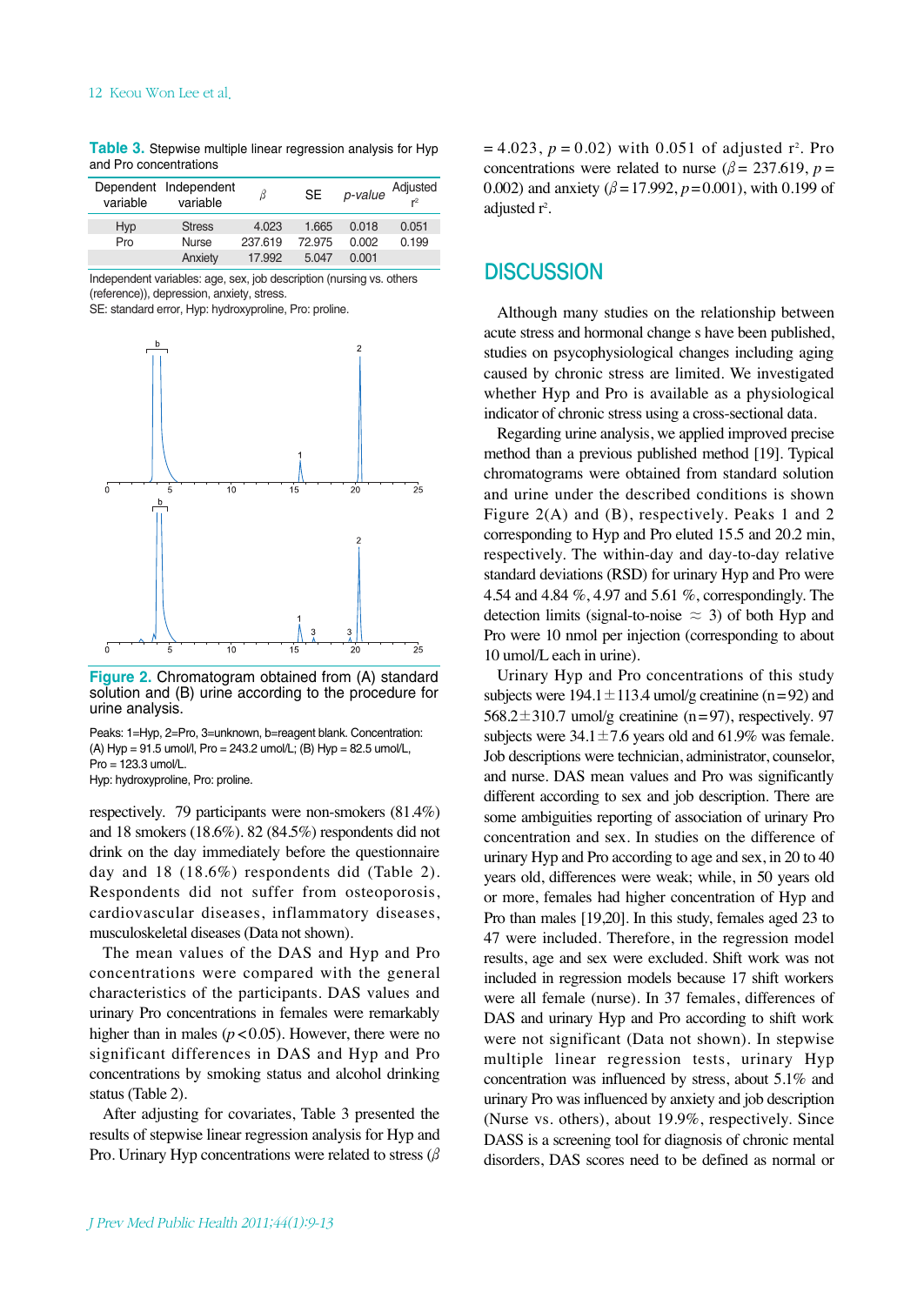**Table 3.** Stepwise multiple linear regression analysis for Hyp and Pro concentrations

| Dependent variable | Independent variable | $\beta$ | SE | *p-value* | Adjusted $r^2$ |
|---|---|---|---|---|---|
| Hyp | Stress | 4.023 | 1.665 | 0.018 | 0.051 |
| Pro | Nurse | 237.619 | 72.975 | 0.002 | 0.199 |
| | Anxiety | 17.992 | 5.047 | 0.001 | |

Independent variables: age, sex, job description (nursing vs. others (reference)), depression, anxiety, stress.
SE: standard error, Hyp: hydroxyproline, Pro: proline.

**Figure 2.** Chromatogram obtained from (A) standard solution and (B) urine according to the procedure for urine analysis.

Peaks: 1=Hyp, 2=Pro, 3=unknown, b=reagent blank. Concentration: (A) Hyp = 91.5 umol/l, Pro = 243.2 umol/L; (B) Hyp = 82.5 umol/L, Pro = 123.3 umol/L.
Hyp: hydroxyproline, Pro: proline.

respectively. 79 participants were non-smokers (81.4%) and 18 smokers (18.6%). 82 (84.5%) respondents did not drink on the day immediately before the questionnaire day and 18 (18.6%) respondents did (Table 2). Respondents did not suffer from osteoporosis, cardiovascular diseases, inflammatory diseases, musculoskeletal diseases (Data not shown).

The mean values of the DAS and Hyp and Pro concentrations were compared with the general characteristics of the participants. DAS values and urinary Pro concentrations in females were remarkably higher than in males ($p<0.05$). However, there were no significant differences in DAS and Hyp and Pro concentrations by smoking status and alcohol drinking status (Table 2).

After adjusting for covariates, Table 3 presented the results of stepwise linear regression analysis for Hyp and Pro. Urinary Hyp concentrations were related to stress ($\beta = 4.023$, $p = 0.02$) with 0.051 of adjusted $r^2$. Pro concentrations were related to nurse ($\beta = 237.619$, $p = 0.002$) and anxiety ($\beta = 17.992$, $p = 0.001$), with 0.199 of adjusted $r^2$.

## DISCUSSION

Although many studies on the relationship between acute stress and hormonal change s have been published, studies on psycophysiological changes including aging caused by chronic stress are limited. We investigated whether Hyp and Pro is available as a physiological indicator of chronic stress using a cross-sectional data.

Regarding urine analysis, we applied improved precise method than a previous published method [19]. Typical chromatograms were obtained from standard solution and urine under the described conditions is shown Figure 2(A) and (B), respectively. Peaks 1 and 2 corresponding to Hyp and Pro eluted 15.5 and 20.2 min, respectively. The within-day and day-to-day relative standard deviations (RSD) for urinary Hyp and Pro were 4.54 and 4.84 %, 4.97 and 5.61 %, correspondingly. The detection limits (signal-to-noise $\approx$ 3) of both Hyp and Pro were 10 nmol per injection (corresponding to about 10 umol/L each in urine).

Urinary Hyp and Pro concentrations of this study subjects were $194.1 \pm 113.4$ umol/g creatinine (n=92) and $568.2 \pm 310.7$ umol/g creatinine (n=97), respectively. 97 subjects were $34.1 \pm 7.6$ years old and 61.9% was female. Job descriptions were technician, administrator, counselor, and nurse. DAS mean values and Pro was significantly different according to sex and job description. There are some ambiguities reporting of association of urinary Pro concentration and sex. In studies on the difference of urinary Hyp and Pro according to age and sex, in 20 to 40 years old, differences were weak; while, in 50 years old or more, females had higher concentration of Hyp and Pro than males [19,20]. In this study, females aged 23 to 47 were included. Therefore, in the regression model results, age and sex were excluded. Shift work was not included in regression models because 17 shift workers were all female (nurse). In 37 females, differences of DAS and urinary Hyp and Pro according to shift work were not significant (Data not shown). In stepwise multiple linear regression tests, urinary Hyp concentration was influenced by stress, about 5.1% and urinary Pro was influenced by anxiety and job description (Nurse vs. others), about 19.9%, respectively. Since DASS is a screening tool for diagnosis of chronic mental disorders, DAS scores need to be defined as normal or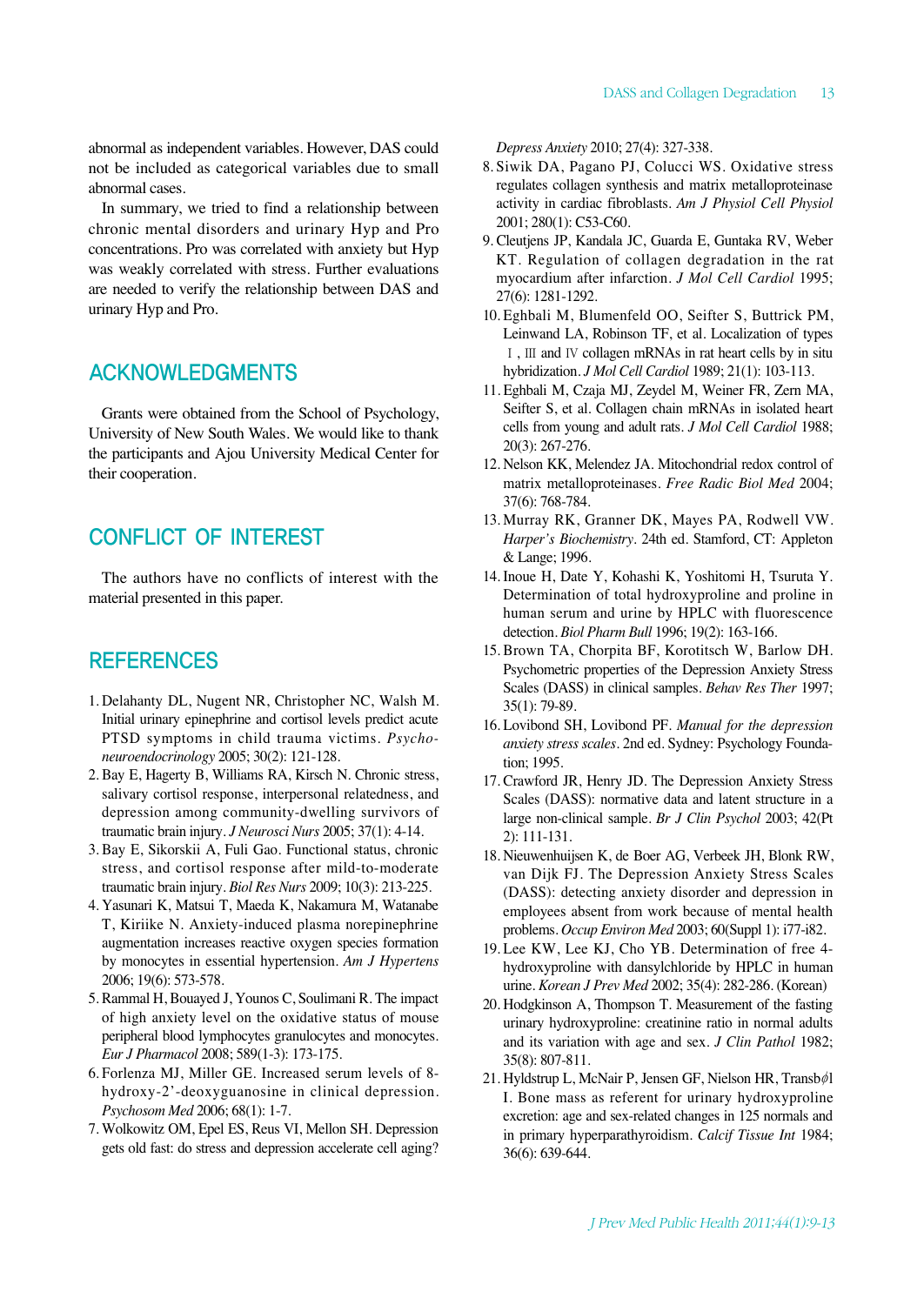abnormal as independent variables. However, DAS could not be included as categorical variables due to small abnormal cases.

In summary, we tried to find a relationship between chronic mental disorders and urinary Hyp and Pro concentrations. Pro was correlated with anxiety but Hyp was weakly correlated with stress. Further evaluations are needed to verify the relationship between DAS and urinary Hyp and Pro.

## ACKNOWLEDGMENTS

Grants were obtained from the School of Psychology, University of New South Wales. We would like to thank the participants and Ajou University Medical Center for their cooperation.

## CONFLICT OF INTEREST

The authors have no conflicts of interest with the material presented in this paper.

## REFERENCES

1. Delahanty DL, Nugent NR, Christopher NC, Walsh M. Initial urinary epinephrine and cortisol levels predict acute PTSD symptoms in child trauma victims. *Psychoneuroendocrinology* 2005; 30(2): 121-128.
2. Bay E, Hagerty B, Williams RA, Kirsch N. Chronic stress, salivary cortisol response, interpersonal relatedness, and depression among community-dwelling survivors of traumatic brain injury. *J Neurosci Nurs* 2005; 37(1): 4-14.
3. Bay E, Sikorskii A, Fuli Gao. Functional status, chronic stress, and cortisol response after mild-to-moderate traumatic brain injury. *Biol Res Nurs* 2009; 10(3): 213-225.
4. Yasunari K, Matsui T, Maeda K, Nakamura M, Watanabe T, Kiriike N. Anxiety-induced plasma norepinephrine augmentation increases reactive oxygen species formation by monocytes in essential hypertension. *Am J Hypertens* 2006; 19(6): 573-578.
5. Rammal H, Bouayed J, Younos C, Soulimani R. The impact of high anxiety level on the oxidative status of mouse peripheral blood lymphocytes granulocytes and monocytes. *Eur J Pharmacol* 2008; 589(1-3): 173-175.
6. Forlenza MJ, Miller GE. Increased serum levels of 8-hydroxy-2'-deoxyguanosine in clinical depression. *Psychosom Med* 2006; 68(1): 1-7.
7. Wolkowitz OM, Epel ES, Reus VI, Mellon SH. Depression gets old fast: do stress and depression accelerate cell aging? *Depress Anxiety* 2010; 27(4): 327-338.
8. Siwik DA, Pagano PJ, Colucci WS. Oxidative stress regulates collagen synthesis and matrix metalloproteinase activity in cardiac fibroblasts. *Am J Physiol Cell Physiol* 2001; 280(1): C53-C60.
9. Cleutjens JP, Kandala JC, Guarda E, Guntaka RV, Weber KT. Regulation of collagen degradation in the rat myocardium after infarction. *J Mol Cell Cardiol* 1995; 27(6): 1281-1292.
10. Eghbali M, Blumenfeld OO, Seifter S, Buttrick PM, Leinwand LA, Robinson TF, et al. Localization of types Ⅰ, Ⅲ and Ⅳ collagen mRNAs in rat heart cells by in situ hybridization. *J Mol Cell Cardiol* 1989; 21(1): 103-113.
11. Eghbali M, Czaja MJ, Zeydel M, Weiner FR, Zern MA, Seifter S, et al. Collagen chain mRNAs in isolated heart cells from young and adult rats. *J Mol Cell Cardiol* 1988; 20(3): 267-276.
12. Nelson KK, Melendez JA. Mitochondrial redox control of matrix metalloproteinases. *Free Radic Biol Med* 2004; 37(6): 768-784.
13. Murray RK, Granner DK, Mayes PA, Rodwell VW. *Harper's Biochemistry*. 24th ed. Stamford, CT: Appleton & Lange; 1996.
14. Inoue H, Date Y, Kohashi K, Yoshitomi H, Tsuruta Y. Determination of total hydroxyproline and proline in human serum and urine by HPLC with fluorescence detection. *Biol Pharm Bull* 1996; 19(2): 163-166.
15. Brown TA, Chorpita BF, Korotitsch W, Barlow DH. Psychometric properties of the Depression Anxiety Stress Scales (DASS) in clinical samples. *Behav Res Ther* 1997; 35(1): 79-89.
16. Lovibond SH, Lovibond PF. *Manual for the depression anxiety stress scales*. 2nd ed. Sydney: Psychology Foundation; 1995.
17. Crawford JR, Henry JD. The Depression Anxiety Stress Scales (DASS): normative data and latent structure in a large non-clinical sample. *Br J Clin Psychol* 2003; 42(Pt 2): 111-131.
18. Nieuwenhuijsen K, de Boer AG, Verbeek JH, Blonk RW, van Dijk FJ. The Depression Anxiety Stress Scales (DASS): detecting anxiety disorder and depression in employees absent from work because of mental health problems. *Occup Environ Med* 2003; 60(Suppl 1): i77-i82.
19. Lee KW, Lee KJ, Cho YB. Determination of free 4-hydroxyproline with dansylchloride by HPLC in human urine. *Korean J Prev Med* 2002; 35(4): 282-286. (Korean)
20. Hodgkinson A, Thompson T. Measurement of the fasting urinary hydroxyproline: creatinine ratio in normal adults and its variation with age and sex. *J Clin Pathol* 1982; 35(8): 807-811.
21. Hyldstrup L, McNair P, Jensen GF, Nielson HR, Transbøl I. Bone mass as referent for urinary hydroxyproline excretion: age and sex-related changes in 125 normals and in primary hyperparathyroidism. *Calcif Tissue Int* 1984; 36(6): 639-644.